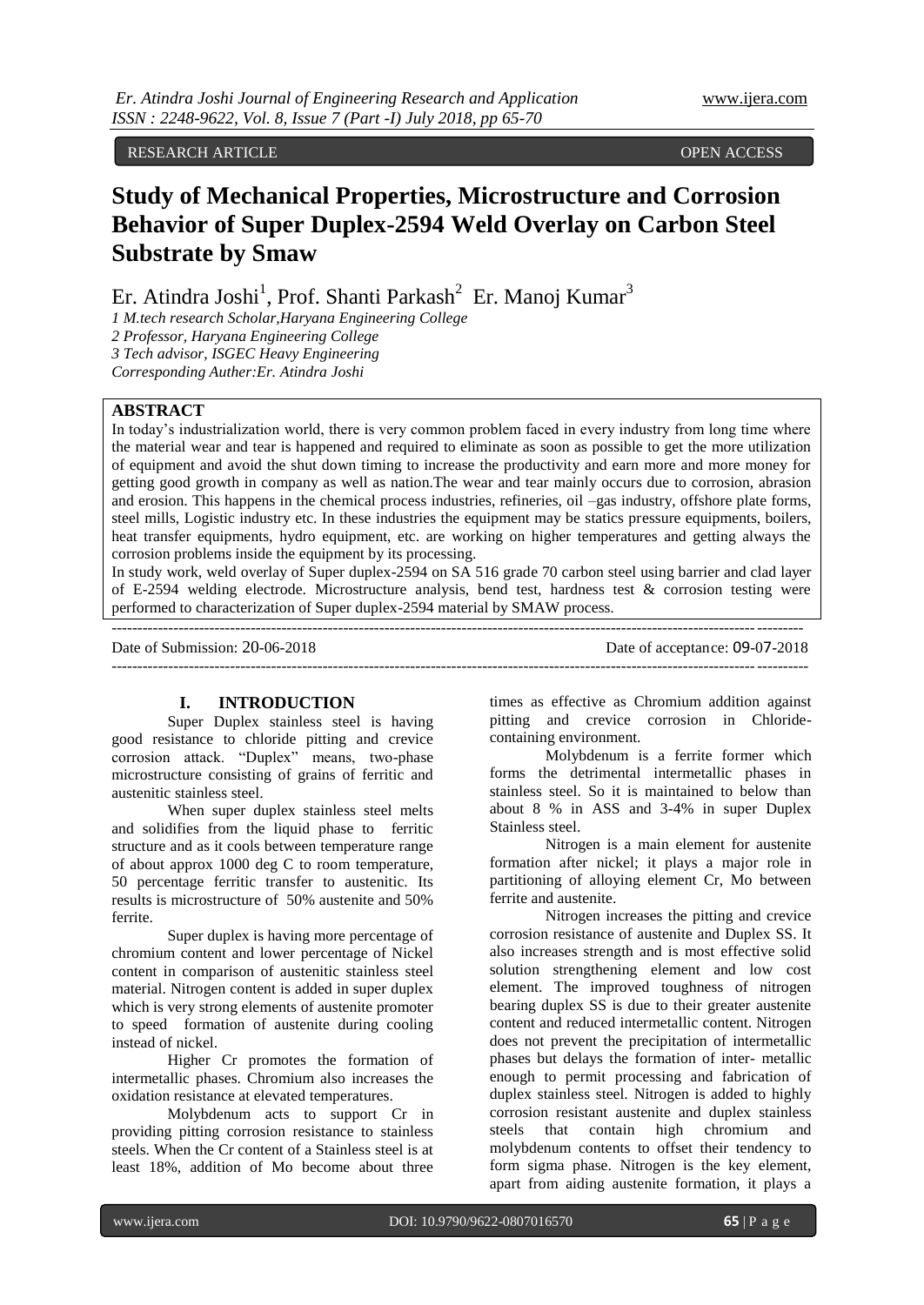RESEARCH ARTICLE OPEN ACCESS

# Study of Mechanical Properties, Microstructure and Corrosion Behavior of Super Duplex-2594 Weld Overlay on Carbon Steel Substrate by Smaw

Er. Atindra Joshi[1], Prof. Shanti Parkash[2] Er. Manoj Kumar[3]

*1 M.tech research Scholar,Haryana Engineering College*
*2 Professor, Haryana Engineering College*
*3 Tech advisor, ISGEC Heavy Engineering*
*Corresponding Auther:Er. Atindra Joshi*

## ABSTRACT

In today's industrialization world, there is very common problem faced in every industry from long time where the material wear and tear is happened and required to eliminate as soon as possible to get the more utilization of equipment and avoid the shut down timing to increase the productivity and earn more and more money for getting good growth in company as well as nation.The wear and tear mainly occurs due to corrosion, abrasion and erosion. This happens in the chemical process industries, refineries, oil –gas industry, offshore plate forms, steel mills, Logistic industry etc. In these industries the equipment may be statics pressure equipments, boilers, heat transfer equipments, hydro equipment, etc. are working on higher temperatures and getting always the corrosion problems inside the equipment by its processing.

In study work, weld overlay of Super duplex-2594 on SA 516 grade 70 carbon steel using barrier and clad layer of E-2594 welding electrode. Microstructure analysis, bend test, hardness test & corrosion testing were performed to characterization of Super duplex-2594 material by SMAW process.

Date of Submission: 20-06-2018 Date of acceptance: 09-07-2018

## I. INTRODUCTION

Super Duplex stainless steel is having good resistance to chloride pitting and crevice corrosion attack. "Duplex" means, two-phase microstructure consisting of grains of ferritic and austenitic stainless steel.

When super duplex stainless steel melts and solidifies from the liquid phase to ferritic structure and as it cools between temperature range of about approx 1000 deg C to room temperature, 50 percentage ferritic transfer to austenitic. Its results is microstructure of 50% austenite and 50% ferrite.

Super duplex is having more percentage of chromium content and lower percentage of Nickel content in comparison of austenitic stainless steel material. Nitrogen content is added in super duplex which is very strong elements of austenite promoter to speed formation of austenite during cooling instead of nickel.

Higher Cr promotes the formation of intermetallic phases. Chromium also increases the oxidation resistance at elevated temperatures.

Molybdenum acts to support Cr in providing pitting corrosion resistance to stainless steels. When the Cr content of a Stainless steel is at least 18%, addition of Mo become about three times as effective as Chromium addition against pitting and crevice corrosion in Chloride-containing environment.

Molybdenum is a ferrite former which forms the detrimental intermetallic phases in stainless steel. So it is maintained to below than about 8 % in ASS and 3-4% in super Duplex Stainless steel.

Nitrogen is a main element for austenite formation after nickel; it plays a major role in partitioning of alloying element Cr, Mo between ferrite and austenite.

Nitrogen increases the pitting and crevice corrosion resistance of austenite and Duplex SS. It also increases strength and is most effective solid solution strengthening element and low cost element. The improved toughness of nitrogen bearing duplex SS is due to their greater austenite content and reduced intermetallic content. Nitrogen does not prevent the precipitation of intermetallic phases but delays the formation of inter- metallic enough to permit processing and fabrication of duplex stainless steel. Nitrogen is added to highly corrosion resistant austenite and duplex stainless steels that contain high chromium and molybdenum contents to offset their tendency to form sigma phase. Nitrogen is the key element, apart from aiding austenite formation, it plays a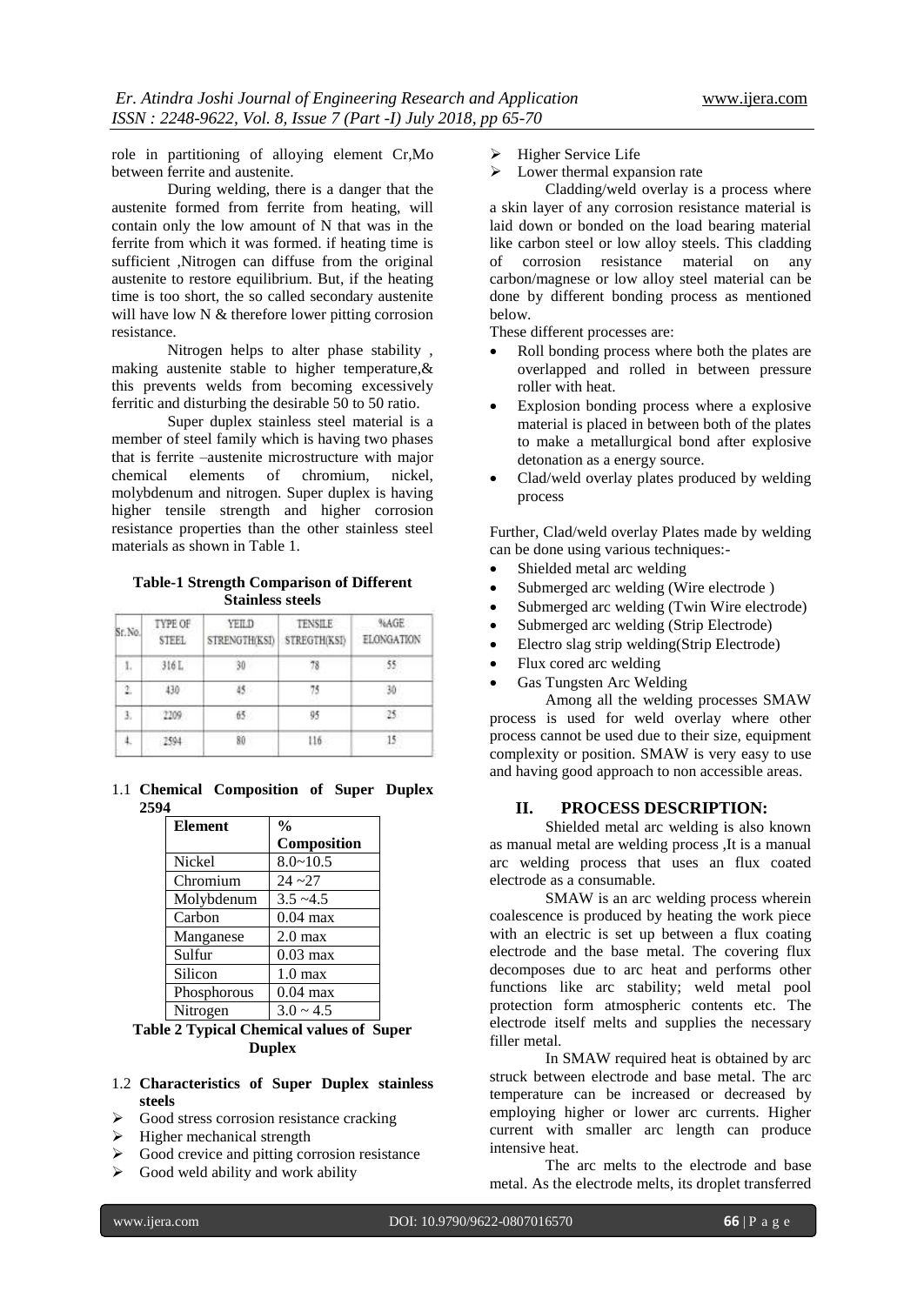role in partitioning of alloying element Cr,Mo between ferrite and austenite.

During welding, there is a danger that the austenite formed from ferrite from heating, will contain only the low amount of N that was in the ferrite from which it was formed. if heating time is sufficient ,Nitrogen can diffuse from the original austenite to restore equilibrium. But, if the heating time is too short, the so called secondary austenite will have low N & therefore lower pitting corrosion resistance.

Nitrogen helps to alter phase stability , making austenite stable to higher temperature,& this prevents welds from becoming excessively ferritic and disturbing the desirable 50 to 50 ratio.

Super duplex stainless steel material is a member of steel family which is having two phases that is ferrite –austenite microstructure with major chemical elements of chromium, nickel, molybdenum and nitrogen. Super duplex is having higher tensile strength and higher corrosion resistance properties than the other stainless steel materials as shown in Table 1.

**Table-1 Strength Comparison of Different Stainless steels**

| Sr.No. | TYPE OF STEEL | YEILD STRENGTH(KSI) | TENSILE STREGTH(KSI) | %AGE ELONGATION |
|---|---|---|---|---|
| 1. | 316 L | 30 | 78 | 55 |
| 2. | 430 | 45 | 75 | 30 |
| 3. | 2209 | 65 | 95 | 25 |
| 4. | 2594 | 80 | 116 | 15 |

### 1.1 Chemical Composition of Super Duplex 2594

| Element | % Composition |
|---|---|
| Nickel | 8.0~10.5 |
| Chromium | 24 ~27 |
| Molybdenum | 3.5 ~4.5 |
| Carbon | 0.04 max |
| Manganese | 2.0 max |
| Sulfur | 0.03 max |
| Silicon | 1.0 max |
| Phosphorous | 0.04 max |
| Nitrogen | 3.0 ~ 4.5 |

**Table 2 Typical Chemical values of Super Duplex**

### 1.2 Characteristics of Super Duplex stainless steels

- Good stress corrosion resistance cracking
- Higher mechanical strength
- Good crevice and pitting corrosion resistance
- Good weld ability and work ability
- Higher Service Life
- Lower thermal expansion rate

Cladding/weld overlay is a process where a skin layer of any corrosion resistance material is laid down or bonded on the load bearing material like carbon steel or low alloy steels. This cladding of corrosion resistance material on any carbon/magnese or low alloy steel material can be done by different bonding process as mentioned below.

These different processes are:

- Roll bonding process where both the plates are overlapped and rolled in between pressure roller with heat.
- Explosion bonding process where a explosive material is placed in between both of the plates to make a metallurgical bond after explosive detonation as a energy source.
- Clad/weld overlay plates produced by welding process

Further, Clad/weld overlay Plates made by welding can be done using various techniques:-

- Shielded metal arc welding
- Submerged arc welding (Wire electrode )
- Submerged arc welding (Twin Wire electrode)
- Submerged arc welding (Strip Electrode)
- Electro slag strip welding(Strip Electrode)
- Flux cored arc welding
- Gas Tungsten Arc Welding

Among all the welding processes SMAW process is used for weld overlay where other process cannot be used due to their size, equipment complexity or position. SMAW is very easy to use and having good approach to non accessible areas.

## II. PROCESS DESCRIPTION:

Shielded metal arc welding is also known as manual metal are welding process ,It is a manual arc welding process that uses an flux coated electrode as a consumable.

SMAW is an arc welding process wherein coalescence is produced by heating the work piece with an electric is set up between a flux coating electrode and the base metal. The covering flux decomposes due to arc heat and performs other functions like arc stability; weld metal pool protection form atmospheric contents etc. The electrode itself melts and supplies the necessary filler metal.

In SMAW required heat is obtained by arc struck between electrode and base metal. The arc temperature can be increased or decreased by employing higher or lower arc currents. Higher current with smaller arc length can produce intensive heat.

The arc melts to the electrode and base metal. As the electrode melts, its droplet transferred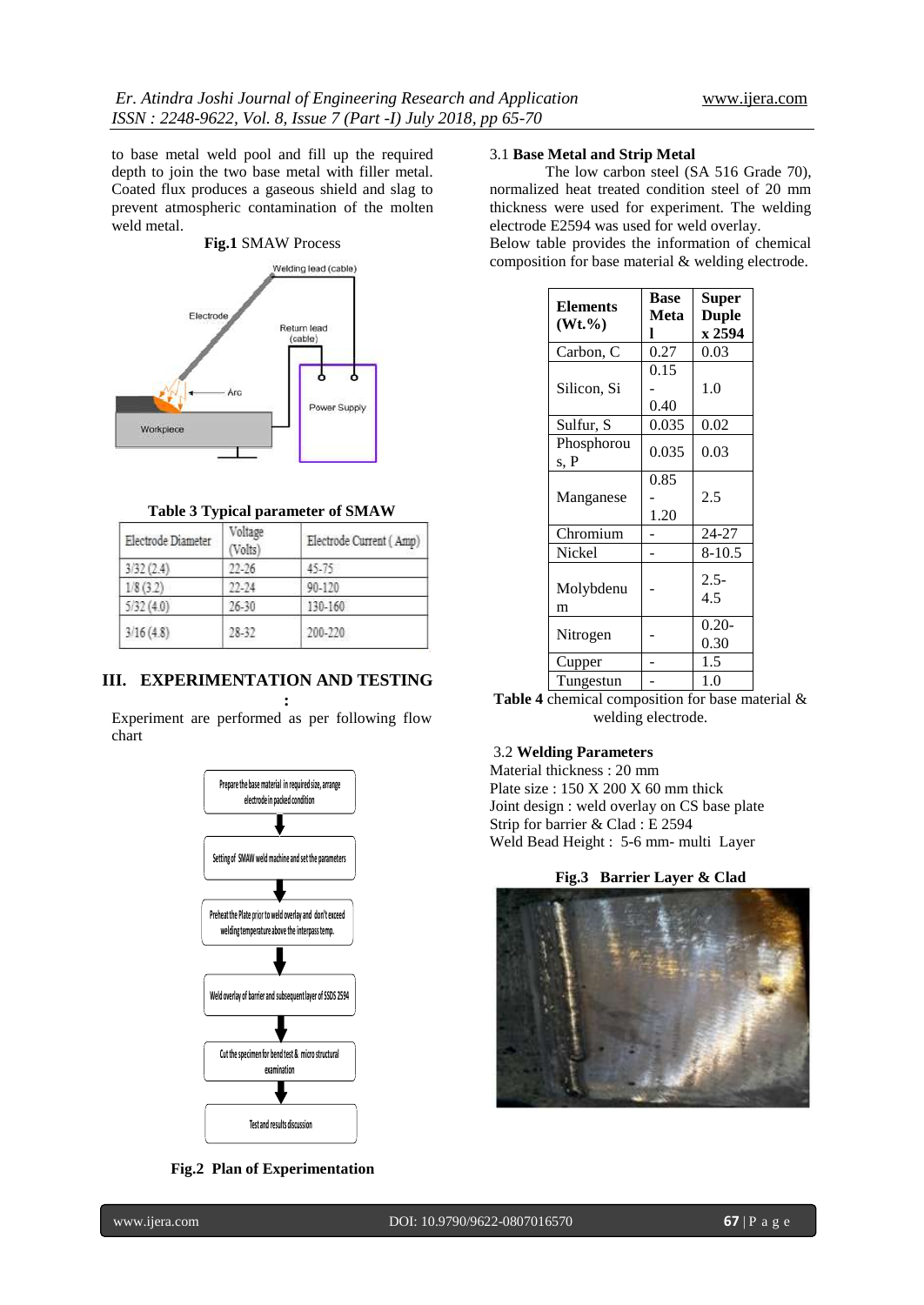to base metal weld pool and fill up the required depth to join the two base metal with filler metal. Coated flux produces a gaseous shield and slag to prevent atmospheric contamination of the molten weld metal.

**Fig.1** SMAW Process

**Table 3 Typical parameter of SMAW**

| Electrode Diameter | Voltage (Volts) | Electrode Current ( Amp) |
|---|---|---|
| 3/32 (2.4) | 22-26 | 45-75 |
| 1/8 (3.2) | 22-24 | 90-120 |
| 5/32 (4.0) | 26-30 | 130-160 |
| 3/16 (4.8) | 28-32 | 200-220 |

## III. EXPERIMENTATION AND TESTING :

Experiment are performed as per following flow chart

Prepare the base material in required size, arrange electrode in packed condition → Setting of SMAW weld machine and set the parameters → Preheat the Plate prior to weld overlay and don't exceed welding temperature above the interpass temp. → Weld overlay of barrier and subsequent layer of SSDS 2594 → Cut the specimen for bend test & micro structural examination → Test and results discussion

**Fig.2 Plan of Experimentation**

### 3.1 Base Metal and Strip Metal

The low carbon steel (SA 516 Grade 70), normalized heat treated condition steel of 20 mm thickness were used for experiment. The welding electrode E2594 was used for weld overlay.

Below table provides the information of chemical composition for base material & welding electrode.

| Elements (Wt.%) | Base Metal | Super Duplex 2594 |
|---|---|---|
| Carbon, C | 0.27 | 0.03 |
| Silicon, Si | 0.15 - 0.40 | 1.0 |
| Sulfur, S | 0.035 | 0.02 |
| Phosphorous, P | 0.035 | 0.03 |
| Manganese | 0.85 - 1.20 | 2.5 |
| Chromium | - | 24-27 |
| Nickel | - | 8-10.5 |
| Molybdenum | - | 2.5-4.5 |
| Nitrogen | - | 0.20-0.30 |
| Cupper | - | 1.5 |
| Tungestun | - | 1.0 |

**Table 4** chemical composition for base material & welding electrode.

### 3.2 Welding Parameters

Material thickness : 20 mm
Plate size : 150 X 200 X 60 mm thick
Joint design : weld overlay on CS base plate
Strip for barrier & Clad : E 2594
Weld Bead Height : 5-6 mm- multi Layer

**Fig.3 Barrier Layer & Clad**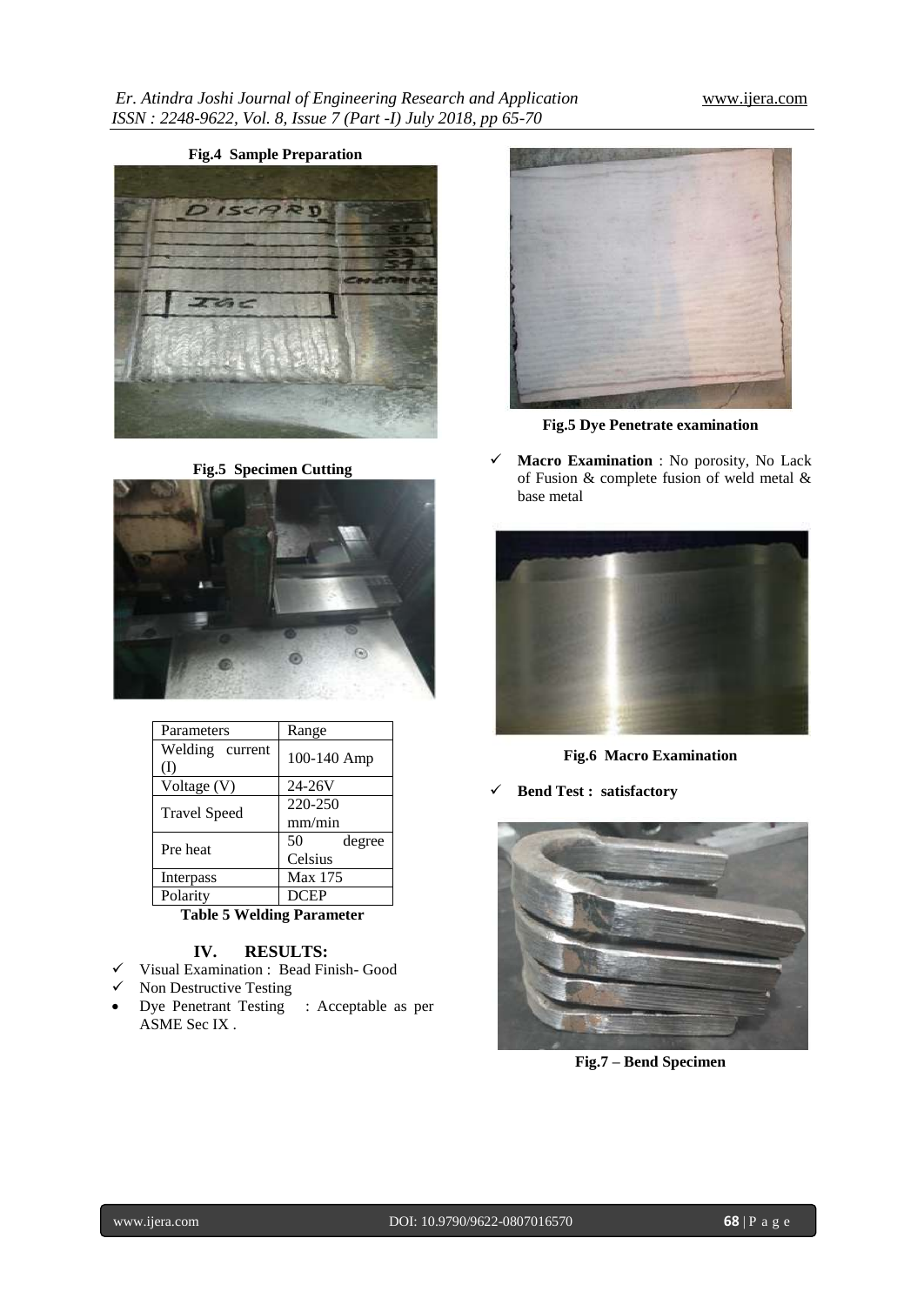**Fig.4 Sample Preparation**

**Fig.5 Specimen Cutting**

| Parameters | Range |
|---|---|
| Welding current (I) | 100-140 Amp |
| Voltage (V) | 24-26V |
| Travel Speed | 220-250 mm/min |
| Pre heat | 50 degree Celsius |
| Interpass | Max 175 |
| Polarity | DCEP |

**Table 5 Welding Parameter**

## IV. RESULTS:

- ✓ Visual Examination : Bead Finish- Good
- ✓ Non Destructive Testing
- Dye Penetrant Testing : Acceptable as per ASME Sec IX .

**Fig.5 Dye Penetrate examination**

- ✓ **Macro Examination** : No porosity, No Lack of Fusion & complete fusion of weld metal & base metal

**Fig.6 Macro Examination**

- ✓ **Bend Test : satisfactory**

**Fig.7 – Bend Specimen**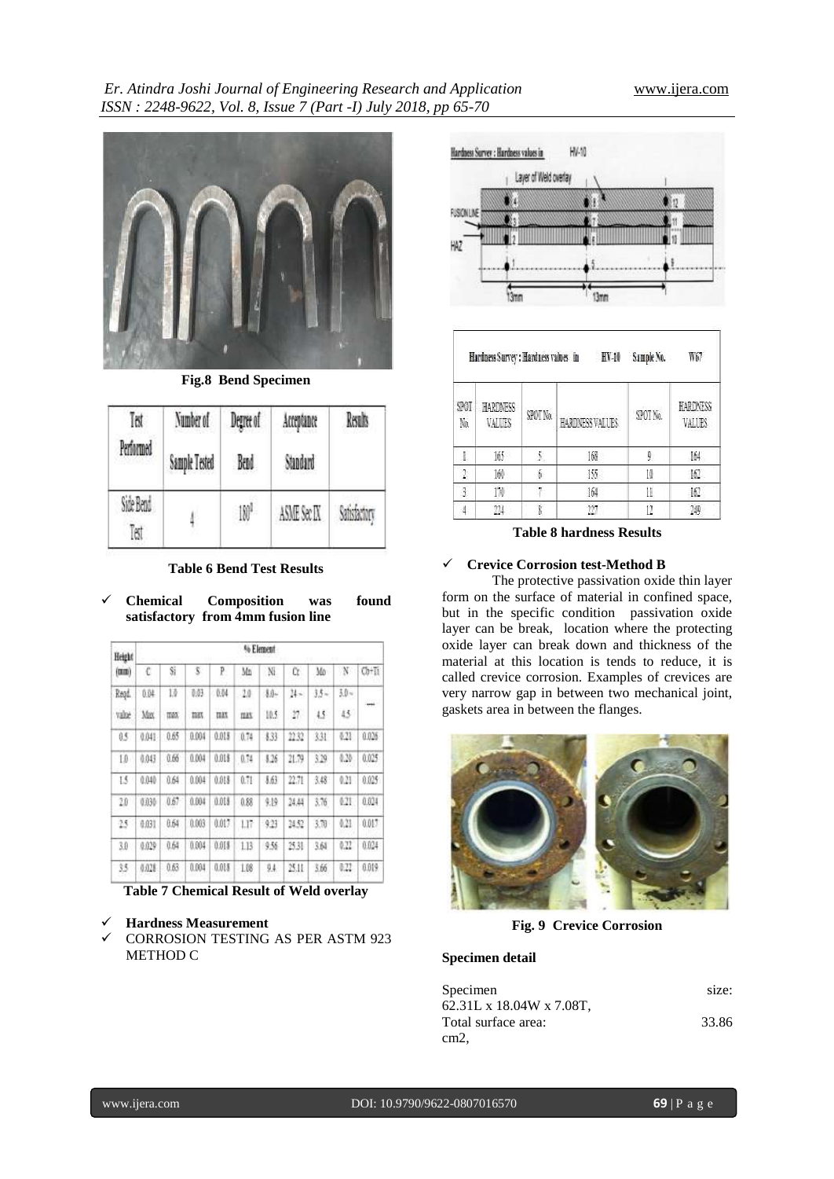Fig.8 Bend Specimen

| Test Performed | Number of Sample Tested | Degree of Bend | Acceptance Standard | Results |
|---|---|---|---|---|
| Side Bend Test | 4 | $180^0$ | ASME Sec IX | Satisfactory |

**Table 6 Bend Test Results**

- ✓ **Chemical Composition was found satisfactory from 4mm fusion line**

| Height (mm) | % Element | | | | | | | | | |
|---|---|---|---|---|---|---|---|---|---|---|
| | C | Si | S | P | Mn | Ni | Cr | Mo | N | Cb+Ti |
| Reqd. value | 0.04 Max | 1.0 max | 0.03 max | 0.04 max | 2.0 max | 8.0 – 10.5 | 24 – 27 | 3.5 – 4.5 | 3.0 – 4.5 | ---- |
| 0.5 | 0.041 | 0.65 | 0.004 | 0.018 | 0.74 | 8.33 | 22.32 | 3.31 | 0.21 | 0.026 |
| 1.0 | 0.043 | 0.66 | 0.004 | 0.018 | 0.74 | 8.26 | 21.79 | 3.29 | 0.20 | 0.025 |
| 1.5 | 0.040 | 0.64 | 0.004 | 0.018 | 0.71 | 8.63 | 22.71 | 3.48 | 0.21 | 0.025 |
| 2.0 | 0.030 | 0.67 | 0.004 | 0.018 | 0.88 | 9.19 | 24.44 | 3.76 | 0.21 | 0.024 |
| 2.5 | 0.031 | 0.64 | 0.003 | 0.017 | 1.17 | 9.23 | 24.52 | 3.70 | 0.21 | 0.017 |
| 3.0 | 0.029 | 0.64 | 0.004 | 0.018 | 1.13 | 9.56 | 25.31 | 3.64 | 0.22 | 0.024 |
| 3.5 | 0.028 | 0.63 | 0.004 | 0.018 | 1.08 | 9.4 | 25.11 | 3.66 | 0.22 | 0.019 |

**Table 7 Chemical Result of Weld overlay**

- ✓ **Hardness Measurement**
- ✓ CORROSION TESTING AS PER ASTM 923 METHOD C

Hardness Survey : Hardness values in HV-10 Sample No. W67

| SPOT No. | HARDNESS VALUES | SPOT No. | HARDNESS VALUES | SPOT No. | HARDNESS VALUES |
|---|---|---|---|---|---|
| 1 | 165 | 5 | 168 | 9 | 164 |
| 2 | 160 | 6 | 155 | 10 | 162 |
| 3 | 170 | 7 | 164 | 11 | 162 |
| 4 | 234 | 8 | 227 | 12 | 249 |

**Table 8 hardness Results**

- ✓ **Crevice Corrosion test-Method B**

The protective passivation oxide thin layer form on the surface of material in confined space, but in the specific condition passivation oxide layer can be break, location where the protecting oxide layer can break down and thickness of the material at this location is tends to reduce, it is called crevice corrosion. Examples of crevices are very narrow gap in between two mechanical joint, gaskets area in between the flanges.

**Fig. 9 Crevice Corrosion**

**Specimen detail**

Specimen size: 62.31L x 18.04W x 7.08T,

Total surface area: 33.86 cm2,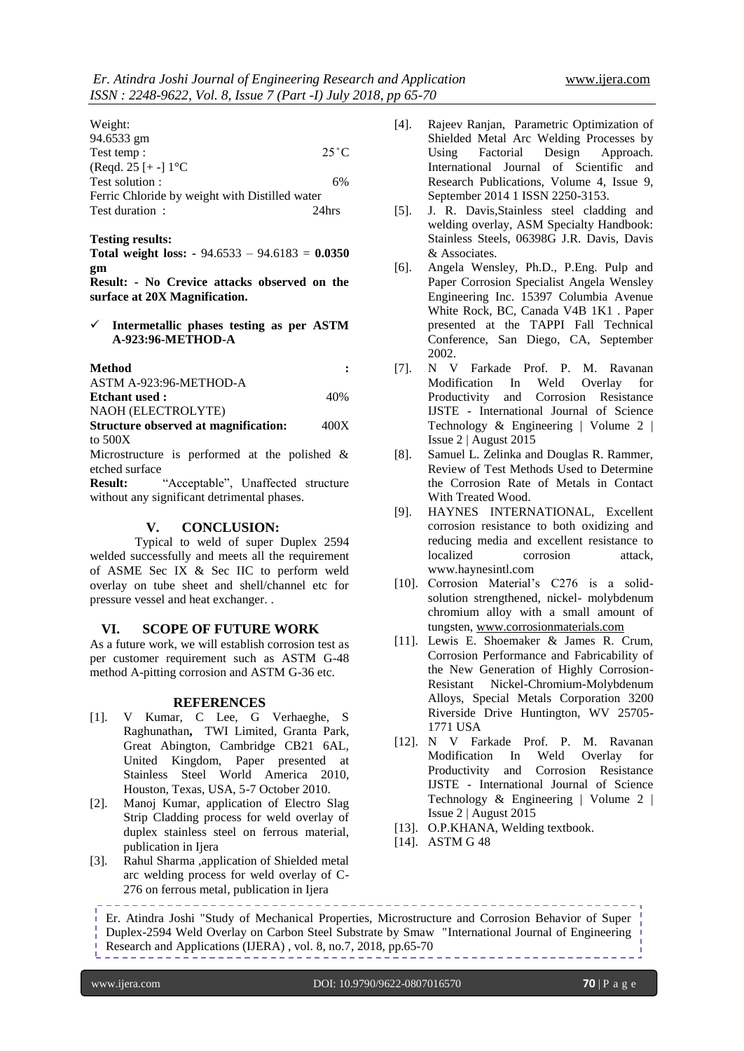Weight:
94.6533 gm

Test temp : 25˚C

(Reqd. 25 [+ -] 1°C

Test solution : 6%

Ferric Chloride by weight with Distilled water

Test duration : 24hrs

**Testing results:**

**Total weight loss: -** 94.6533 – 94.6183 = **0.0350 gm**

**Result: - No Crevice attacks observed on the surface at 20X Magnification.**

✓ **Intermetallic phases testing as per ASTM A-923:96-METHOD-A**

**Method :**
ASTM A-923:96-METHOD-A

**Etchant used :** 40%
NAOH (ELECTROLYTE)

**Structure observed at magnification:** 400X to 500X

Microstructure is performed at the polished & etched surface

**Result:** "Acceptable", Unaffected structure without any significant detrimental phases.

## V. CONCLUSION:

Typical to weld of super Duplex 2594 welded successfully and meets all the requirement of ASME Sec IX & Sec IIC to perform weld overlay on tube sheet and shell/channel etc for pressure vessel and heat exchanger. .

## VI. SCOPE OF FUTURE WORK

As a future work, we will establish corrosion test as per customer requirement such as ASTM G-48 method A-pitting corrosion and ASTM G-36 etc.

## REFERENCES

[1]. V Kumar, C Lee, G Verhaeghe, S Raghunathan**,** TWI Limited, Granta Park, Great Abington, Cambridge CB21 6AL, United Kingdom, Paper presented at Stainless Steel World America 2010, Houston, Texas, USA, 5-7 October 2010.

[2]. Manoj Kumar, application of Electro Slag Strip Cladding process for weld overlay of duplex stainless steel on ferrous material, publication in Ijera

[3]. Rahul Sharma ,application of Shielded metal arc welding process for weld overlay of C-276 on ferrous metal, publication in Ijera

[4]. Rajeev Ranjan, Parametric Optimization of Shielded Metal Arc Welding Processes by Using Factorial Design Approach. International Journal of Scientific and Research Publications, Volume 4, Issue 9, September 2014 1 ISSN 2250-3153.

[5]. J. R. Davis,Stainless steel cladding and welding overlay, ASM Specialty Handbook: Stainless Steels, 06398G J.R. Davis, Davis & Associates.

[6]. Angela Wensley, Ph.D., P.Eng. Pulp and Paper Corrosion Specialist Angela Wensley Engineering Inc. 15397 Columbia Avenue White Rock, BC, Canada V4B 1K1 . Paper presented at the TAPPI Fall Technical Conference, San Diego, CA, September 2002.

[7]. N V Farkade Prof. P. M. Ravanan Modification In Weld Overlay for Productivity and Corrosion Resistance IJSTE - International Journal of Science Technology & Engineering | Volume 2 | Issue 2 | August 2015

[8]. Samuel L. Zelinka and Douglas R. Rammer, Review of Test Methods Used to Determine the Corrosion Rate of Metals in Contact With Treated Wood.

[9]. HAYNES INTERNATIONAL, Excellent corrosion resistance to both oxidizing and reducing media and excellent resistance to localized corrosion attack, www.haynesintl.com

[10]. Corrosion Material's C276 is a solid-solution strengthened, nickel- molybdenum chromium alloy with a small amount of tungsten, www.corrosionmaterials.com

[11]. Lewis E. Shoemaker & James R. Crum, Corrosion Performance and Fabricability of the New Generation of Highly Corrosion-Resistant Nickel-Chromium-Molybdenum Alloys, Special Metals Corporation 3200 Riverside Drive Huntington, WV 25705-1771 USA

[12]. N V Farkade Prof. P. M. Ravanan Modification In Weld Overlay for Productivity and Corrosion Resistance IJSTE - International Journal of Science Technology & Engineering | Volume 2 | Issue 2 | August 2015

[13]. O.P.KHANA, Welding textbook.

[14]. ASTM G 48

Er. Atindra Joshi "Study of Mechanical Properties, Microstructure and Corrosion Behavior of Super Duplex-2594 Weld Overlay on Carbon Steel Substrate by Smaw "International Journal of Engineering Research and Applications (IJERA) , vol. 8, no.7, 2018, pp.65-70